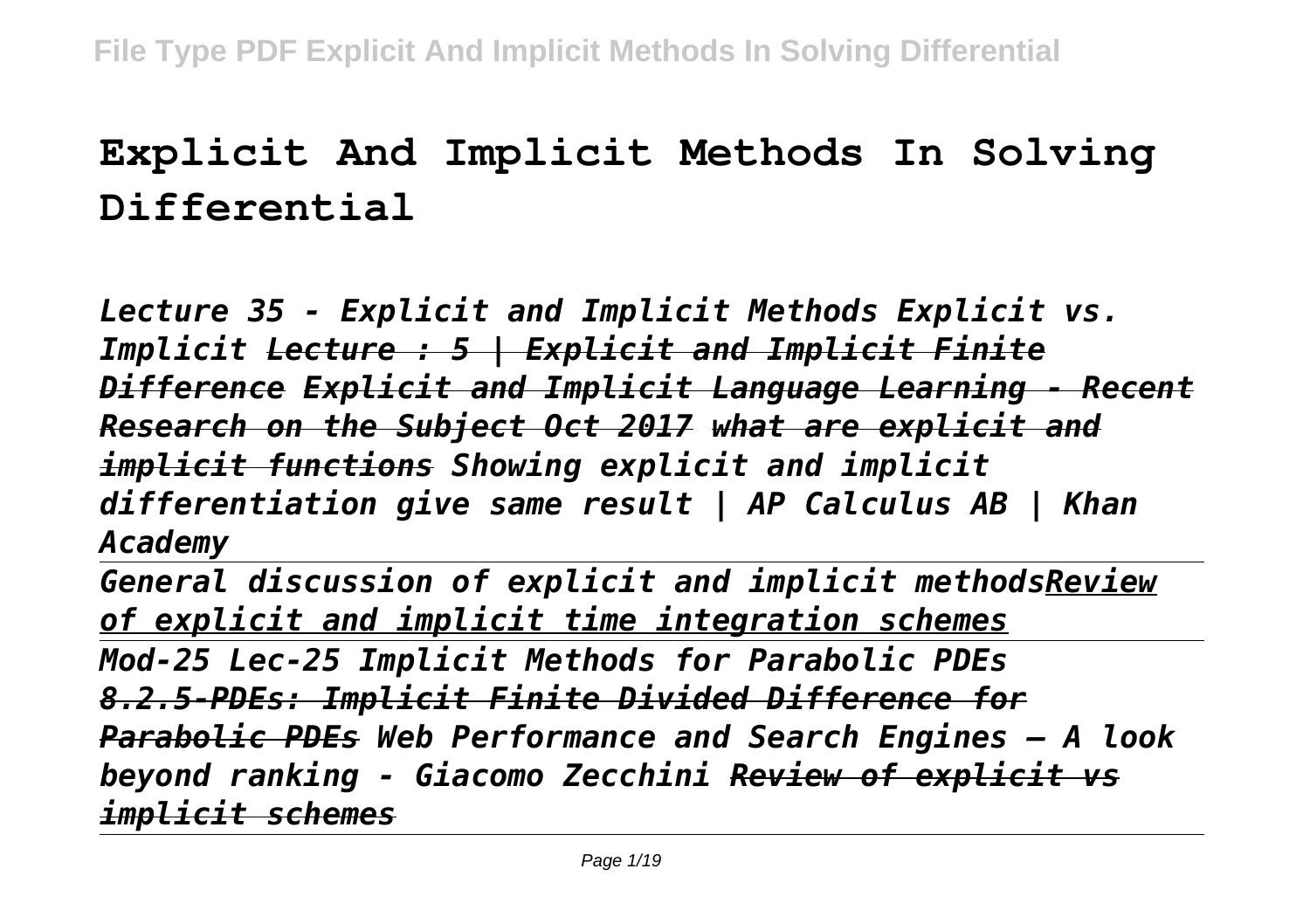# Explicit And Implicit Methods In Solving Differential

*Lecture 35 - Explicit and Implicit Methods Explicit vs. Implicit ~~Lecture : 5 | Explicit and Implicit Finite Difference~~ ~~Explicit and Implicit Language Learning - Recent Research on the Subject Oct 2017~~ ~~what are explicit and implicit functions~~ Showing explicit and implicit differentiation give same result | AP Calculus AB | Khan Academy*

*General discussion of explicit and implicit methods<u>Review of explicit and implicit time integration schemes</u>*

*Mod-25 Lec-25 Implicit Methods for Parabolic PDEs ~~8.2.5-PDEs: Implicit Finite Divided Difference for Parabolic PDEs~~ Web Performance and Search Engines – A look beyond ranking - Giacomo Zecchini ~~Review of explicit vs implicit schemes~~*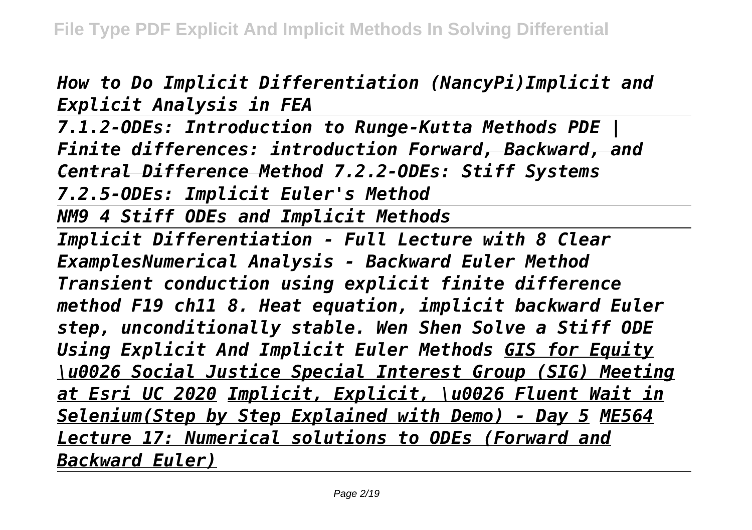*How to Do Implicit Differentiation (NancyPi)Implicit and Explicit Analysis in FEA*

*7.1.2-ODEs: Introduction to Runge-Kutta Methods PDE | Finite differences: introduction ~~Forward, Backward, and Central Difference Method~~ 7.2.2-ODEs: Stiff Systems 7.2.5-ODEs: Implicit Euler's Method*

*NM9 4 Stiff ODEs and Implicit Methods*

*Implicit Differentiation - Full Lecture with 8 Clear ExamplesNumerical Analysis - Backward Euler Method Transient conduction using explicit finite difference method F19 ch11 8. Heat equation, implicit backward Euler step, unconditionally stable. Wen Shen Solve a Stiff ODE Using Explicit And Implicit Euler Methods <u>GIS for Equity \u0026 Social Justice Special Interest Group (SIG) Meeting at Esri UC 2020</u> <u>Implicit, Explicit, \u0026 Fluent Wait in Selenium(Step by Step Explained with Demo) - Day 5</u> <u>ME564 Lecture 17: Numerical solutions to ODEs (Forward and Backward Euler)</u>*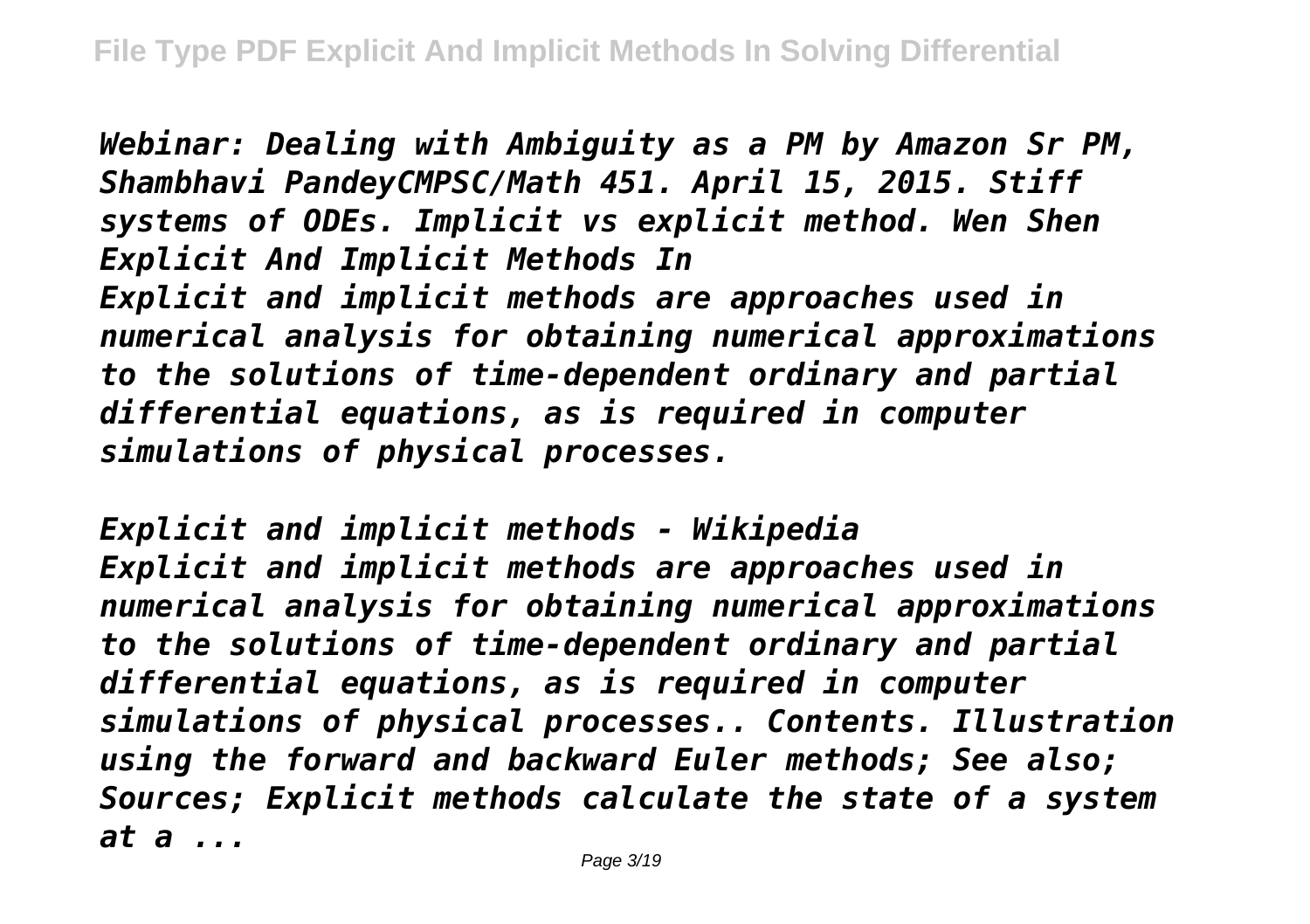*Webinar: Dealing with Ambiguity as a PM by Amazon Sr PM, Shambhavi PandeyCMPSC/Math 451. April 15, 2015. Stiff systems of ODEs. Implicit vs explicit method. Wen Shen Explicit And Implicit Methods In*

*Explicit and implicit methods are approaches used in numerical analysis for obtaining numerical approximations to the solutions of time-dependent ordinary and partial differential equations, as is required in computer simulations of physical processes.*

*Explicit and implicit methods - Wikipedia*

*Explicit and implicit methods are approaches used in numerical analysis for obtaining numerical approximations to the solutions of time-dependent ordinary and partial differential equations, as is required in computer simulations of physical processes.. Contents. Illustration using the forward and backward Euler methods; See also; Sources; Explicit methods calculate the state of a system at a ...*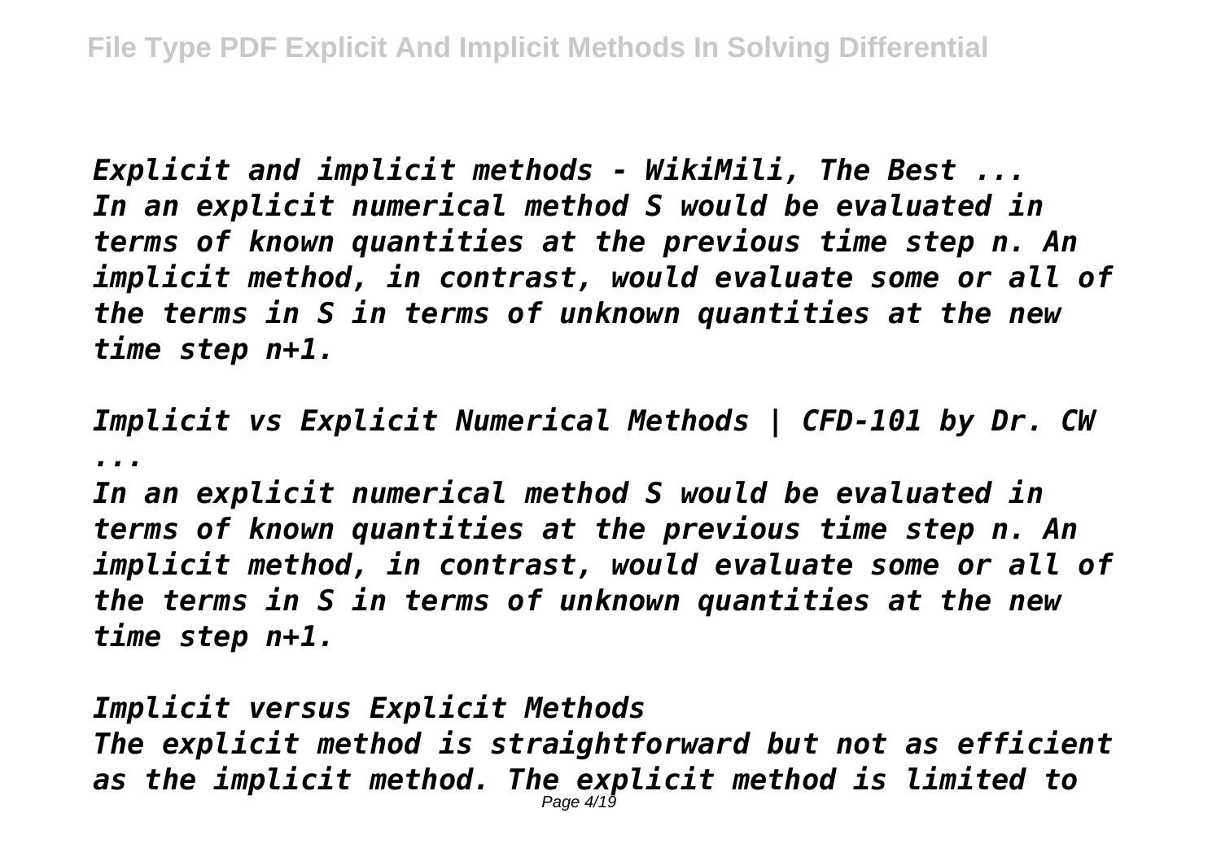*Explicit and implicit methods - WikiMili, The Best ...*
*In an explicit numerical method S would be evaluated in terms of known quantities at the previous time step n. An implicit method, in contrast, would evaluate some or all of the terms in S in terms of unknown quantities at the new time step n+1.*

*Implicit vs Explicit Numerical Methods | CFD-101 by Dr. CW ...*
*In an explicit numerical method S would be evaluated in terms of known quantities at the previous time step n. An implicit method, in contrast, would evaluate some or all of the terms in S in terms of unknown quantities at the new time step n+1.*

*Implicit versus Explicit Methods*
*The explicit method is straightforward but not as efficient as the implicit method. The explicit method is limited to*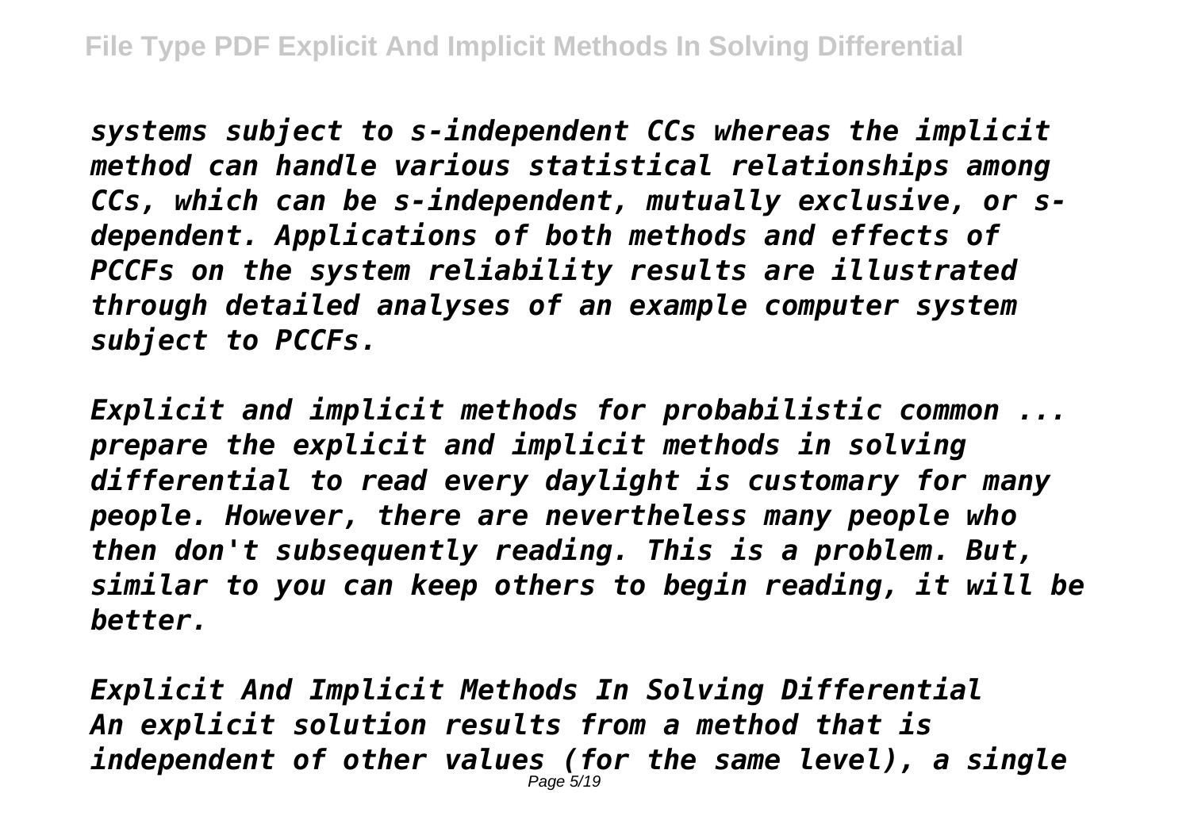*systems subject to s-independent CCs whereas the implicit method can handle various statistical relationships among CCs, which can be s-independent, mutually exclusive, or s-dependent. Applications of both methods and effects of PCCFs on the system reliability results are illustrated through detailed analyses of an example computer system subject to PCCFs.*

*Explicit and implicit methods for probabilistic common ...*
*prepare the explicit and implicit methods in solving differential to read every daylight is customary for many people. However, there are nevertheless many people who then don't subsequently reading. This is a problem. But, similar to you can keep others to begin reading, it will be better.*

*Explicit And Implicit Methods In Solving Differential*
*An explicit solution results from a method that is independent of other values (for the same level), a single*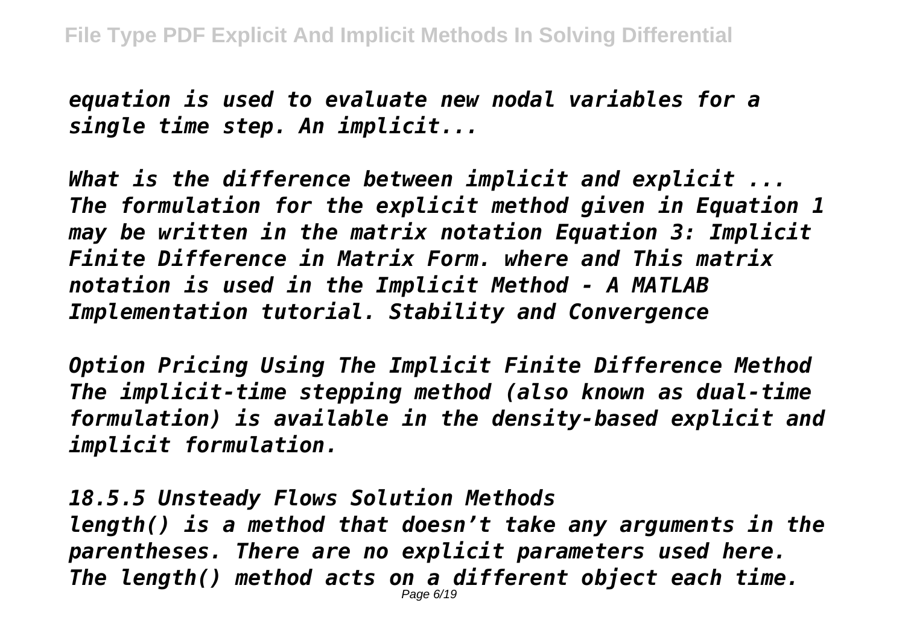*equation is used to evaluate new nodal variables for a single time step. An implicit...*

*What is the difference between implicit and explicit ...*
*The formulation for the explicit method given in Equation 1 may be written in the matrix notation Equation 3: Implicit Finite Difference in Matrix Form. where and This matrix notation is used in the Implicit Method - A MATLAB Implementation tutorial. Stability and Convergence*

*Option Pricing Using The Implicit Finite Difference Method*
*The implicit-time stepping method (also known as dual-time formulation) is available in the density-based explicit and implicit formulation.*

*18.5.5 Unsteady Flows Solution Methods*
*length() is a method that doesn't take any arguments in the parentheses. There are no explicit parameters used here. The length() method acts on a different object each time.*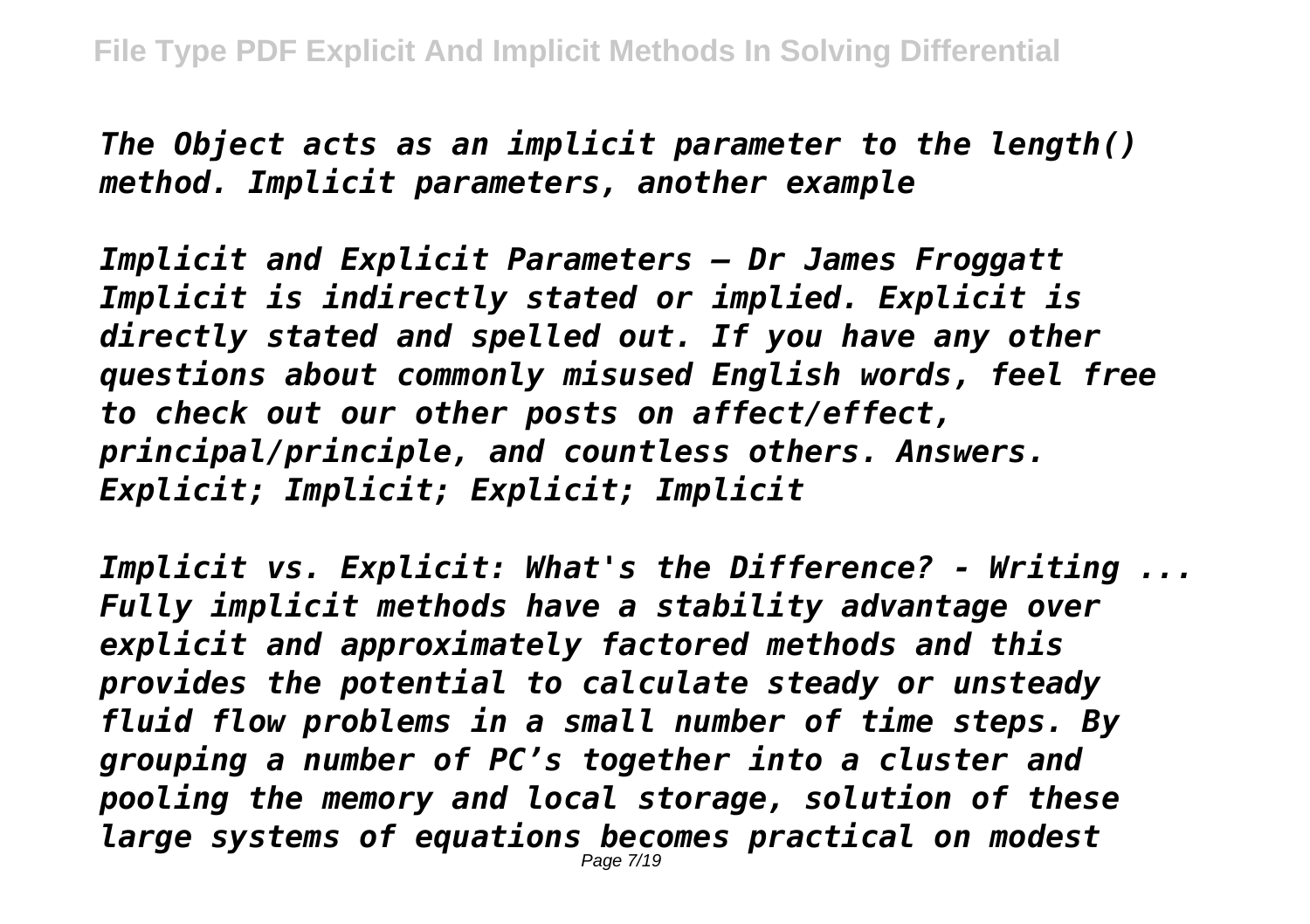*The Object acts as an implicit parameter to the length() method. Implicit parameters, another example*

*Implicit and Explicit Parameters – Dr James Froggatt Implicit is indirectly stated or implied. Explicit is directly stated and spelled out. If you have any other questions about commonly misused English words, feel free to check out our other posts on affect/effect, principal/principle, and countless others. Answers. Explicit; Implicit; Explicit; Implicit*

*Implicit vs. Explicit: What's the Difference? - Writing ... Fully implicit methods have a stability advantage over explicit and approximately factored methods and this provides the potential to calculate steady or unsteady fluid flow problems in a small number of time steps. By grouping a number of PC's together into a cluster and pooling the memory and local storage, solution of these large systems of equations becomes practical on modest*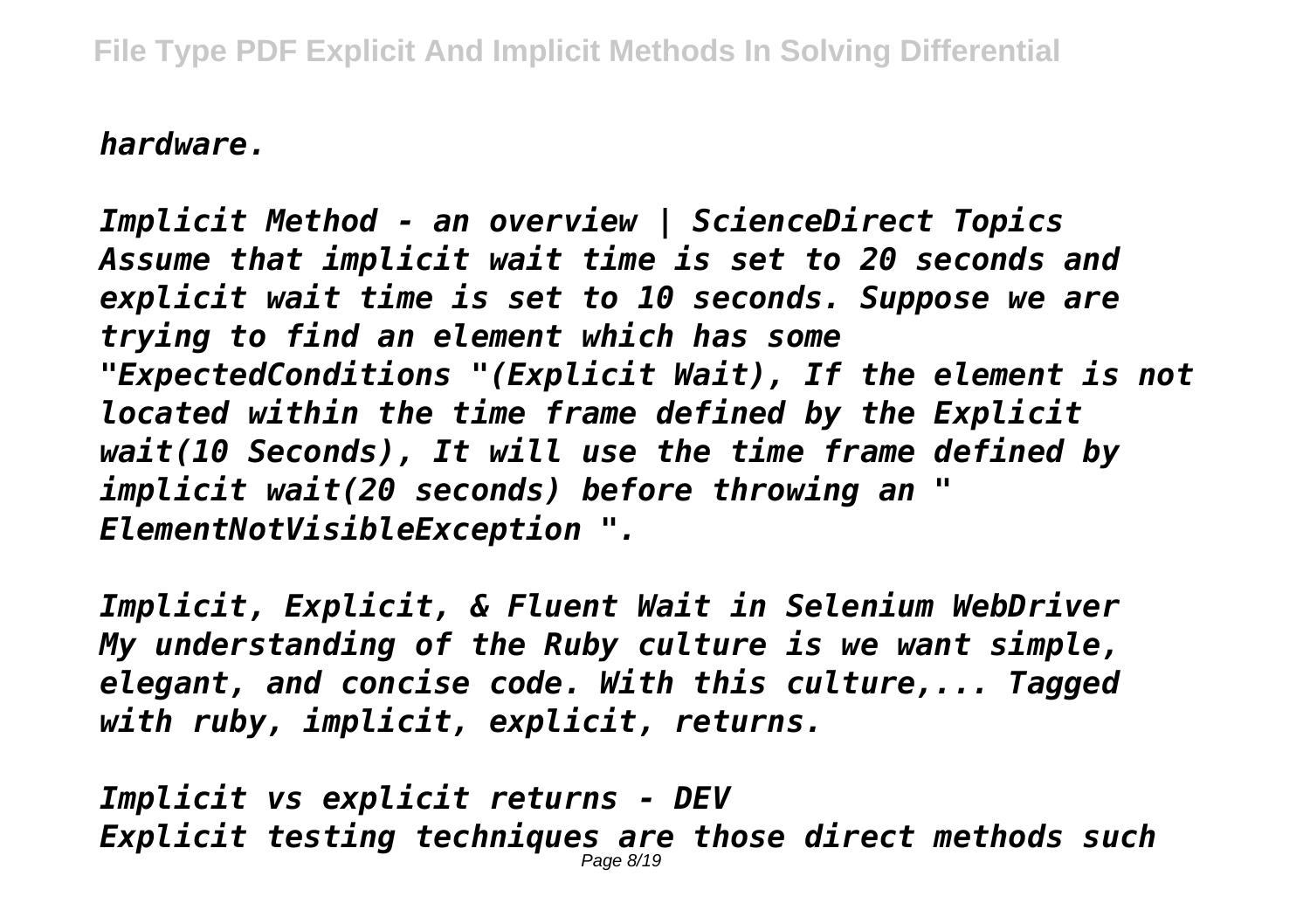*hardware.*

*Implicit Method - an overview | ScienceDirect Topics*
*Assume that implicit wait time is set to 20 seconds and explicit wait time is set to 10 seconds. Suppose we are trying to find an element which has some "ExpectedConditions "(Explicit Wait), If the element is not located within the time frame defined by the Explicit wait(10 Seconds), It will use the time frame defined by implicit wait(20 seconds) before throwing an " ElementNotVisibleException ".*

*Implicit, Explicit, & Fluent Wait in Selenium WebDriver*
*My understanding of the Ruby culture is we want simple, elegant, and concise code. With this culture,... Tagged with ruby, implicit, explicit, returns.*

*Implicit vs explicit returns - DEV*
*Explicit testing techniques are those direct methods such*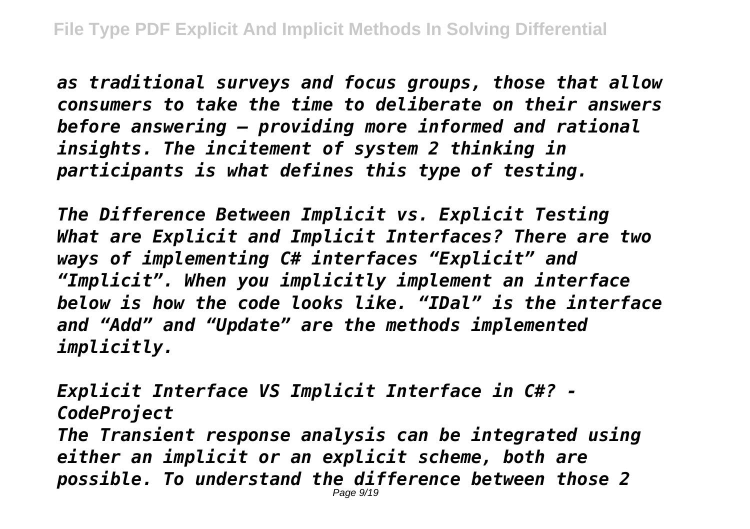*as traditional surveys and focus groups, those that allow consumers to take the time to deliberate on their answers before answering – providing more informed and rational insights. The incitement of system 2 thinking in participants is what defines this type of testing.*

*The Difference Between Implicit vs. Explicit Testing*
*What are Explicit and Implicit Interfaces? There are two ways of implementing C# interfaces "Explicit" and "Implicit". When you implicitly implement an interface below is how the code looks like. "IDal" is the interface and "Add" and "Update" are the methods implemented implicitly.*

*Explicit Interface VS Implicit Interface in C#? - CodeProject*
*The Transient response analysis can be integrated using either an implicit or an explicit scheme, both are possible. To understand the difference between those 2*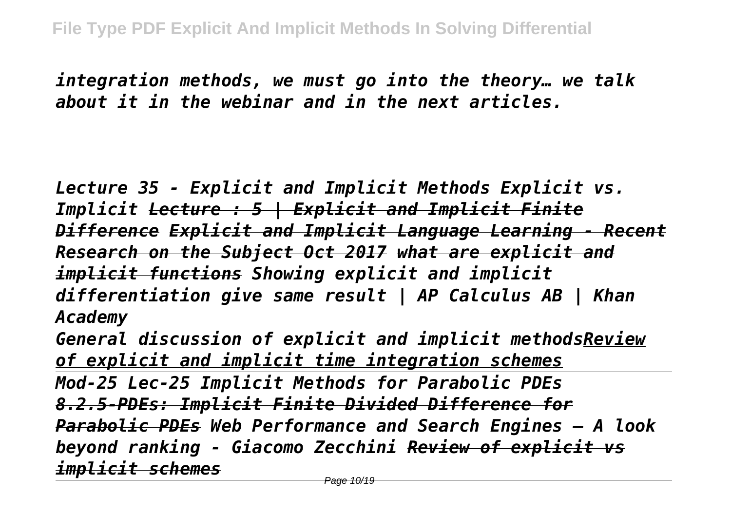*integration methods, we must go into the theory… we talk about it in the webinar and in the next articles.*

*Lecture 35 - Explicit and Implicit Methods Explicit vs. Implicit ~~Lecture : 5 | Explicit and Implicit Finite Difference~~ ~~Explicit and Implicit Language Learning - Recent Research on the Subject Oct 2017~~ ~~what are explicit and implicit functions~~ Showing explicit and implicit differentiation give same result | AP Calculus AB | Khan Academy*

---

*General discussion of explicit and implicit methods*<u>*Review of explicit and implicit time integration schemes*</u>

---

*Mod-25 Lec-25 Implicit Methods for Parabolic PDEs* *~~8.2.5-PDEs: Implicit Finite Divided Difference for Parabolic PDEs~~ Web Performance and Search Engines — A look beyond ranking - Giacomo Zecchini ~~Review of explicit vs implicit schemes~~*

---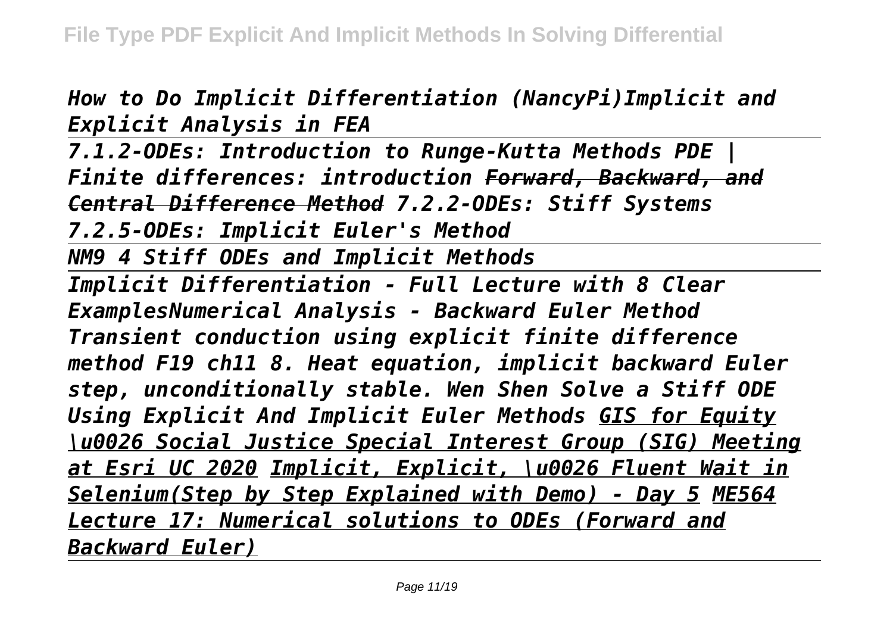*How to Do Implicit Differentiation (NancyPi)Implicit and Explicit Analysis in FEA*

*7.1.2-ODEs: Introduction to Runge-Kutta Methods PDE | Finite differences: introduction* ~~*Forward, Backward, and Central Difference Method*~~ *7.2.2-ODEs: Stiff Systems 7.2.5-ODEs: Implicit Euler's Method*

*NM9 4 Stiff ODEs and Implicit Methods*

*Implicit Differentiation - Full Lecture with 8 Clear ExamplesNumerical Analysis - Backward Euler Method Transient conduction using explicit finite difference method F19 ch11 8. Heat equation, implicit backward Euler step, unconditionally stable. Wen Shen Solve a Stiff ODE Using Explicit And Implicit Euler Methods* *GIS for Equity \u0026 Social Justice Special Interest Group (SIG) Meeting at Esri UC 2020* *Implicit, Explicit, \u0026 Fluent Wait in Selenium(Step by Step Explained with Demo) - Day 5* *ME564 Lecture 17: Numerical solutions to ODEs (Forward and Backward Euler)*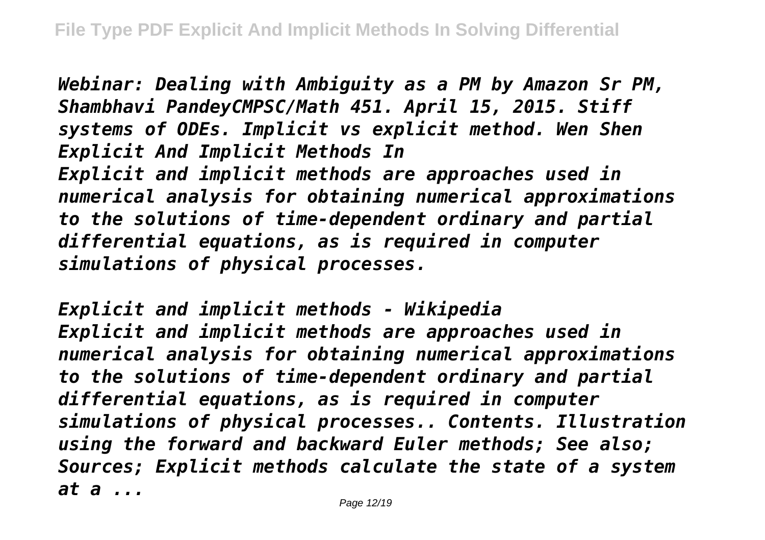*Webinar: Dealing with Ambiguity as a PM by Amazon Sr PM, Shambhavi PandeyCMPSC/Math 451. April 15, 2015. Stiff systems of ODEs. Implicit vs explicit method. Wen Shen Explicit And Implicit Methods In*

*Explicit and implicit methods are approaches used in numerical analysis for obtaining numerical approximations to the solutions of time-dependent ordinary and partial differential equations, as is required in computer simulations of physical processes.*

*Explicit and implicit methods - Wikipedia*

*Explicit and implicit methods are approaches used in numerical analysis for obtaining numerical approximations to the solutions of time-dependent ordinary and partial differential equations, as is required in computer simulations of physical processes.. Contents. Illustration using the forward and backward Euler methods; See also; Sources; Explicit methods calculate the state of a system at a ...*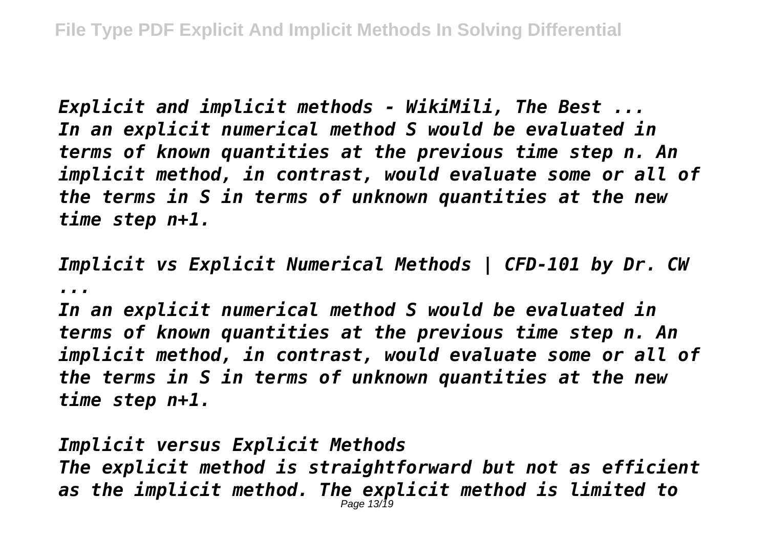*Explicit and implicit methods - WikiMili, The Best ...*
*In an explicit numerical method S would be evaluated in terms of known quantities at the previous time step n. An implicit method, in contrast, would evaluate some or all of the terms in S in terms of unknown quantities at the new time step n+1.*

*Implicit vs Explicit Numerical Methods | CFD-101 by Dr. CW ...*
*In an explicit numerical method S would be evaluated in terms of known quantities at the previous time step n. An implicit method, in contrast, would evaluate some or all of the terms in S in terms of unknown quantities at the new time step n+1.*

*Implicit versus Explicit Methods*
*The explicit method is straightforward but not as efficient as the implicit method. The explicit method is limited to*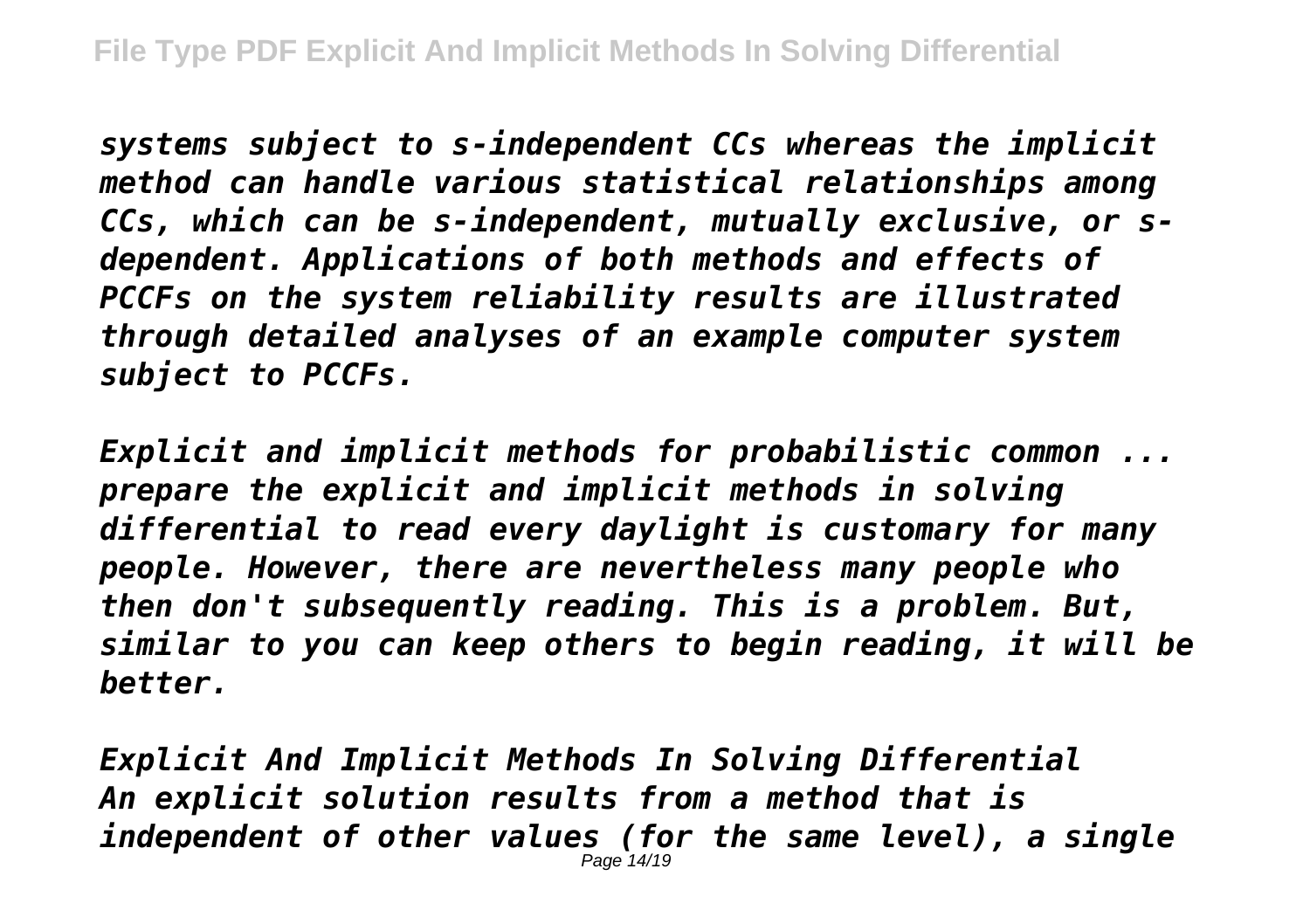*systems subject to s-independent CCs whereas the implicit method can handle various statistical relationships among CCs, which can be s-independent, mutually exclusive, or s-dependent. Applications of both methods and effects of PCCFs on the system reliability results are illustrated through detailed analyses of an example computer system subject to PCCFs.*

*Explicit and implicit methods for probabilistic common ...*
*prepare the explicit and implicit methods in solving differential to read every daylight is customary for many people. However, there are nevertheless many people who then don't subsequently reading. This is a problem. But, similar to you can keep others to begin reading, it will be better.*

*Explicit And Implicit Methods In Solving Differential*
*An explicit solution results from a method that is independent of other values (for the same level), a single*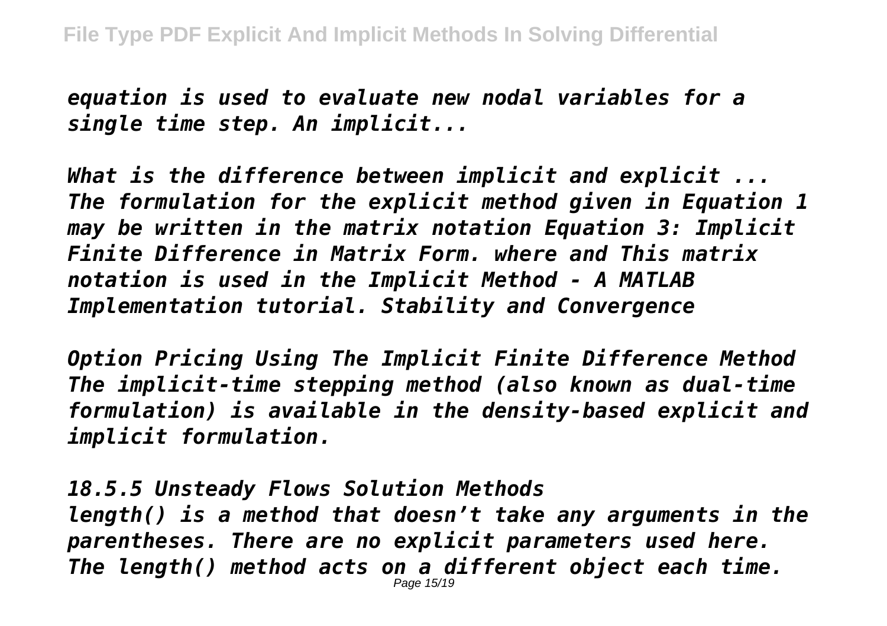*equation is used to evaluate new nodal variables for a single time step. An implicit...*

*What is the difference between implicit and explicit ...*
*The formulation for the explicit method given in Equation 1 may be written in the matrix notation Equation 3: Implicit Finite Difference in Matrix Form. where and This matrix notation is used in the Implicit Method - A MATLAB Implementation tutorial. Stability and Convergence*

*Option Pricing Using The Implicit Finite Difference Method*
*The implicit-time stepping method (also known as dual-time formulation) is available in the density-based explicit and implicit formulation.*

*18.5.5 Unsteady Flows Solution Methods*
*length() is a method that doesn't take any arguments in the parentheses. There are no explicit parameters used here. The length() method acts on a different object each time.*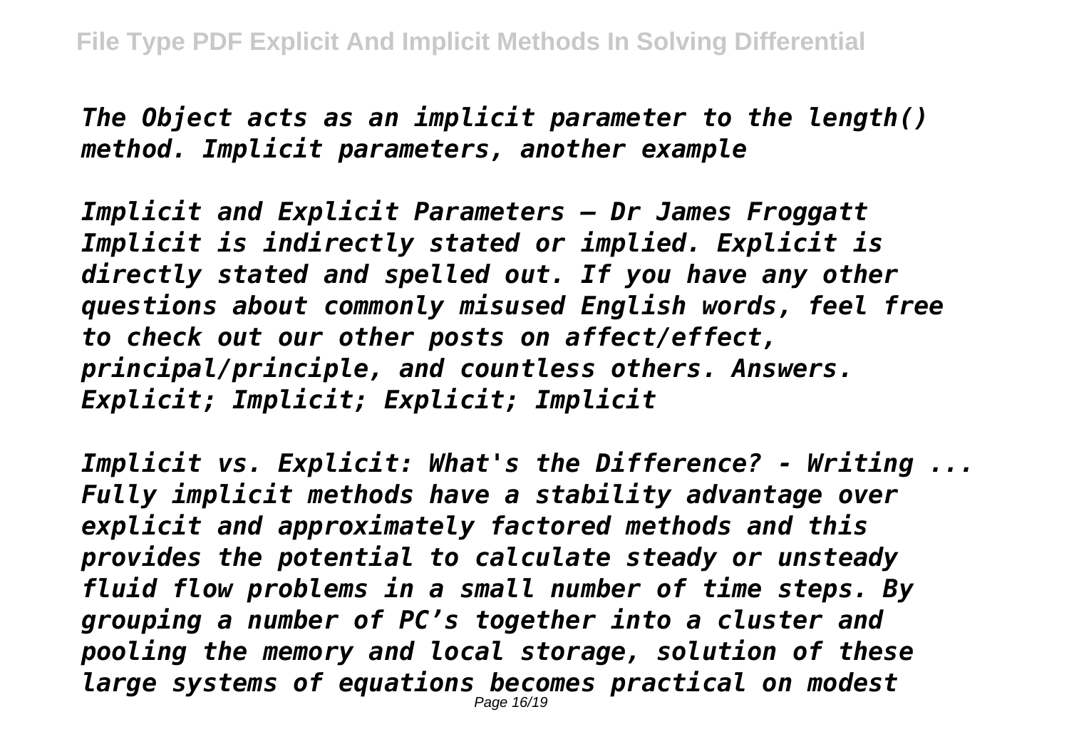*The Object acts as an implicit parameter to the length() method. Implicit parameters, another example*

*Implicit and Explicit Parameters – Dr James Froggatt Implicit is indirectly stated or implied. Explicit is directly stated and spelled out. If you have any other questions about commonly misused English words, feel free to check out our other posts on affect/effect, principal/principle, and countless others. Answers. Explicit; Implicit; Explicit; Implicit*

*Implicit vs. Explicit: What's the Difference? - Writing ... Fully implicit methods have a stability advantage over explicit and approximately factored methods and this provides the potential to calculate steady or unsteady fluid flow problems in a small number of time steps. By grouping a number of PC's together into a cluster and pooling the memory and local storage, solution of these large systems of equations becomes practical on modest*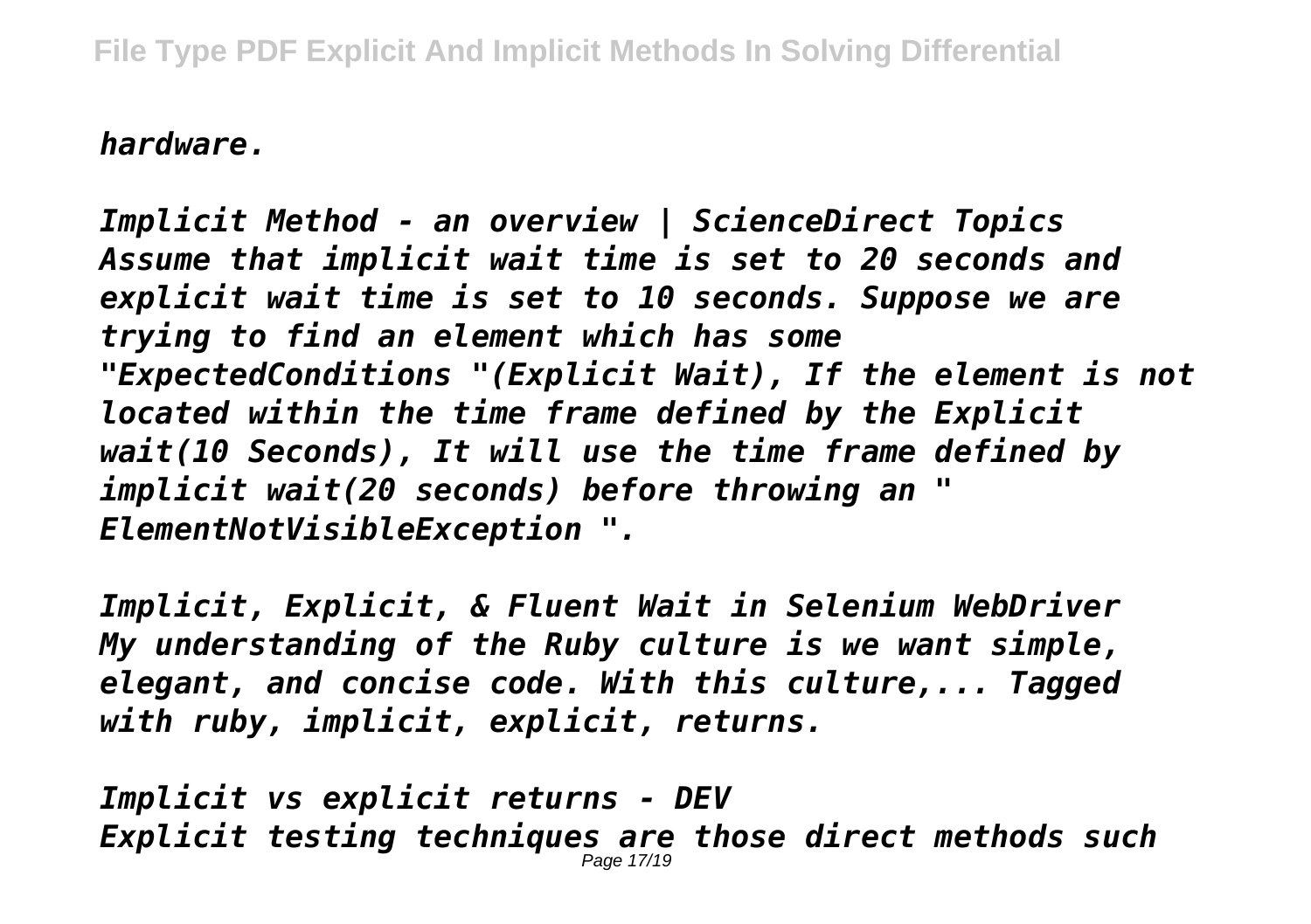*hardware.*

*Implicit Method - an overview | ScienceDirect Topics*
*Assume that implicit wait time is set to 20 seconds and explicit wait time is set to 10 seconds. Suppose we are trying to find an element which has some "ExpectedConditions "(Explicit Wait), If the element is not located within the time frame defined by the Explicit wait(10 Seconds), It will use the time frame defined by implicit wait(20 seconds) before throwing an " ElementNotVisibleException ".*

*Implicit, Explicit, & Fluent Wait in Selenium WebDriver*
*My understanding of the Ruby culture is we want simple, elegant, and concise code. With this culture,... Tagged with ruby, implicit, explicit, returns.*

*Implicit vs explicit returns - DEV*
*Explicit testing techniques are those direct methods such*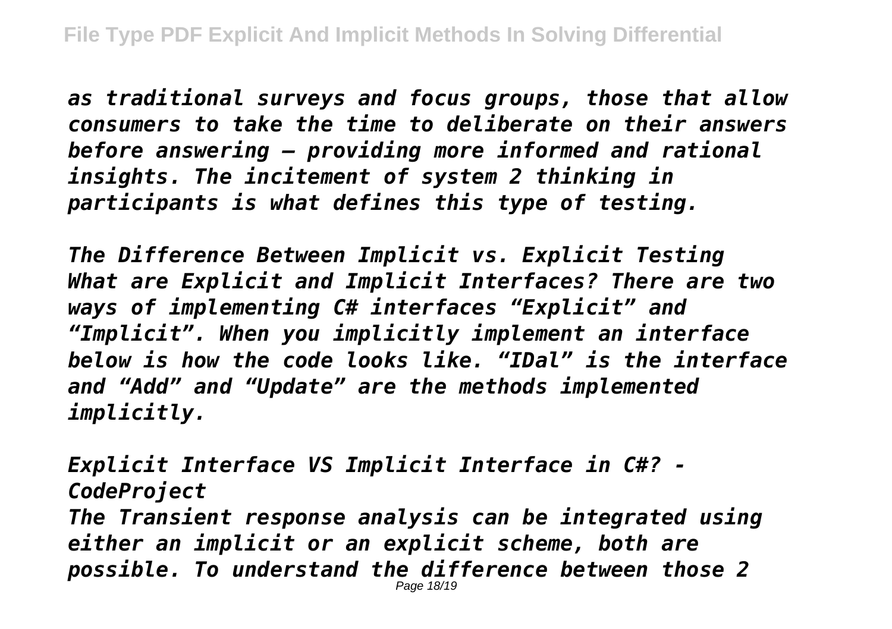*as traditional surveys and focus groups, those that allow consumers to take the time to deliberate on their answers before answering – providing more informed and rational insights. The incitement of system 2 thinking in participants is what defines this type of testing.*

*The Difference Between Implicit vs. Explicit Testing*
*What are Explicit and Implicit Interfaces? There are two ways of implementing C# interfaces "Explicit" and "Implicit". When you implicitly implement an interface below is how the code looks like. "IDal" is the interface and "Add" and "Update" are the methods implemented implicitly.*

*Explicit Interface VS Implicit Interface in C#? - CodeProject*
*The Transient response analysis can be integrated using either an implicit or an explicit scheme, both are possible. To understand the difference between those 2*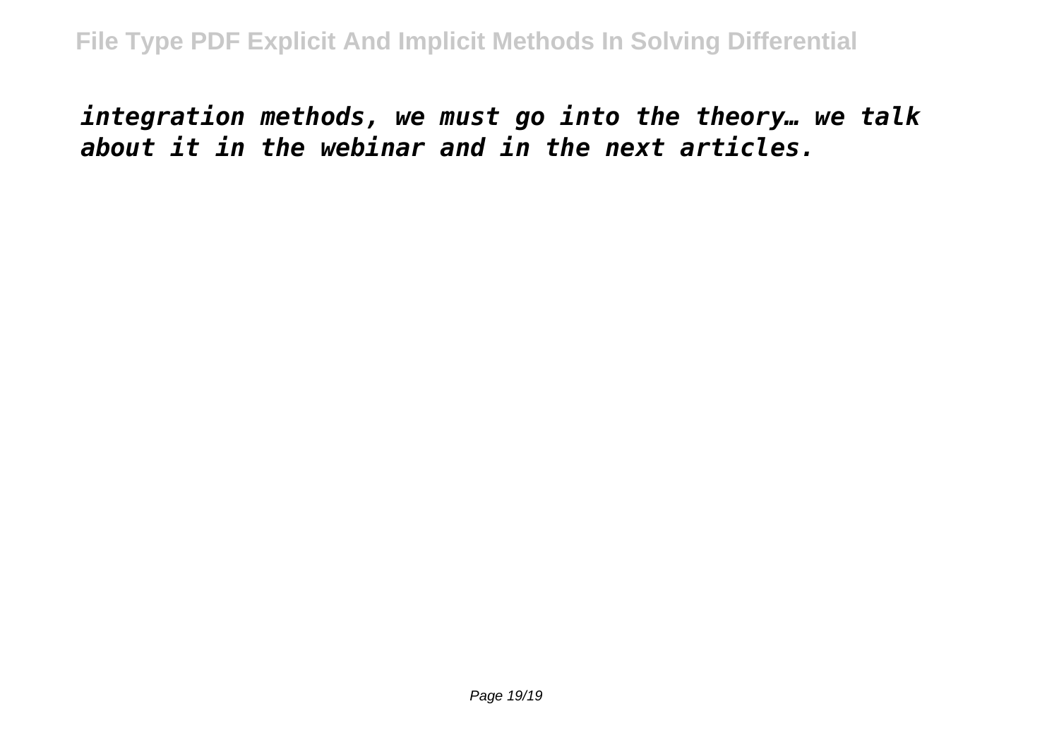***integration methods, we must go into the theory… we talk about it in the webinar and in the next articles.***